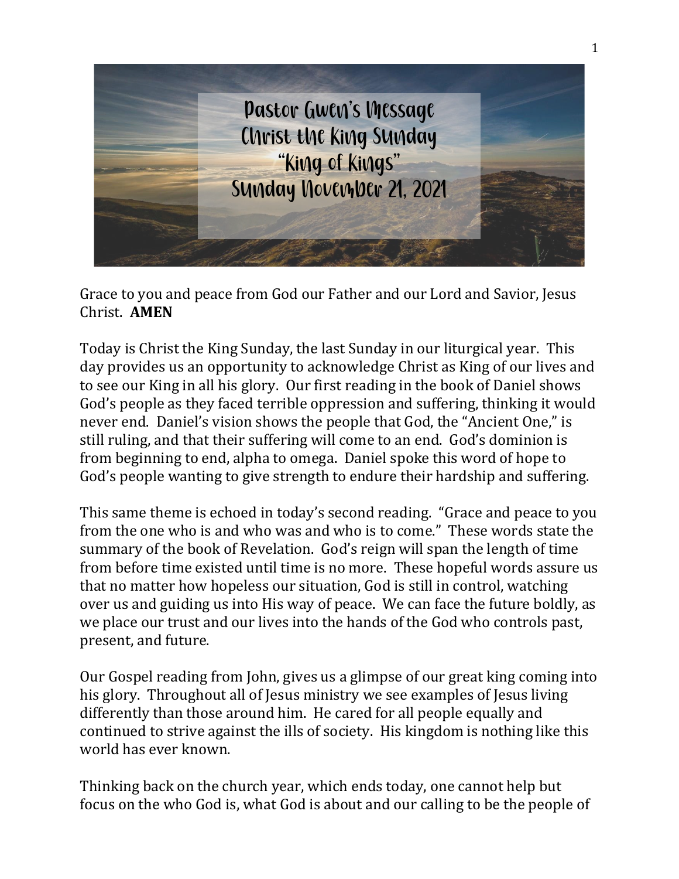# Pastor Gwen's Message
## Christ the King Sunday
## "King of Kings"
## Sunday November 21, 2021

Grace to you and peace from God our Father and our Lord and Savior, Jesus Christ. **AMEN**

Today is Christ the King Sunday, the last Sunday in our liturgical year. This day provides us an opportunity to acknowledge Christ as King of our lives and to see our King in all his glory. Our first reading in the book of Daniel shows God's people as they faced terrible oppression and suffering, thinking it would never end. Daniel's vision shows the people that God, the "Ancient One," is still ruling, and that their suffering will come to an end. God's dominion is from beginning to end, alpha to omega. Daniel spoke this word of hope to God's people wanting to give strength to endure their hardship and suffering.

This same theme is echoed in today's second reading. "Grace and peace to you from the one who is and who was and who is to come." These words state the summary of the book of Revelation. God's reign will span the length of time from before time existed until time is no more. These hopeful words assure us that no matter how hopeless our situation, God is still in control, watching over us and guiding us into His way of peace. We can face the future boldly, as we place our trust and our lives into the hands of the God who controls past, present, and future.

Our Gospel reading from John, gives us a glimpse of our great king coming into his glory. Throughout all of Jesus ministry we see examples of Jesus living differently than those around him. He cared for all people equally and continued to strive against the ills of society. His kingdom is nothing like this world has ever known.

Thinking back on the church year, which ends today, one cannot help but focus on the who God is, what God is about and our calling to be the people of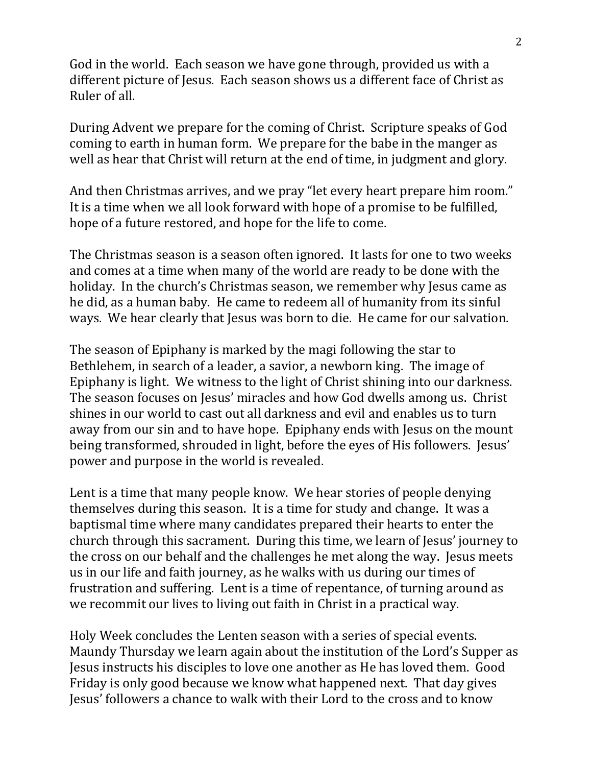God in the world. Each season we have gone through, provided us with a different picture of Jesus. Each season shows us a different face of Christ as Ruler of all.

During Advent we prepare for the coming of Christ. Scripture speaks of God coming to earth in human form. We prepare for the babe in the manger as well as hear that Christ will return at the end of time, in judgment and glory.

And then Christmas arrives, and we pray "let every heart prepare him room." It is a time when we all look forward with hope of a promise to be fulfilled, hope of a future restored, and hope for the life to come.

The Christmas season is a season often ignored. It lasts for one to two weeks and comes at a time when many of the world are ready to be done with the holiday. In the church's Christmas season, we remember why Jesus came as he did, as a human baby. He came to redeem all of humanity from its sinful ways. We hear clearly that Jesus was born to die. He came for our salvation.

The season of Epiphany is marked by the magi following the star to Bethlehem, in search of a leader, a savior, a newborn king. The image of Epiphany is light. We witness to the light of Christ shining into our darkness. The season focuses on Jesus' miracles and how God dwells among us. Christ shines in our world to cast out all darkness and evil and enables us to turn away from our sin and to have hope. Epiphany ends with Jesus on the mount being transformed, shrouded in light, before the eyes of His followers. Jesus' power and purpose in the world is revealed.

Lent is a time that many people know. We hear stories of people denying themselves during this season. It is a time for study and change. It was a baptismal time where many candidates prepared their hearts to enter the church through this sacrament. During this time, we learn of Jesus' journey to the cross on our behalf and the challenges he met along the way. Jesus meets us in our life and faith journey, as he walks with us during our times of frustration and suffering. Lent is a time of repentance, of turning around as we recommit our lives to living out faith in Christ in a practical way.

Holy Week concludes the Lenten season with a series of special events. Maundy Thursday we learn again about the institution of the Lord's Supper as Jesus instructs his disciples to love one another as He has loved them. Good Friday is only good because we know what happened next. That day gives Jesus' followers a chance to walk with their Lord to the cross and to know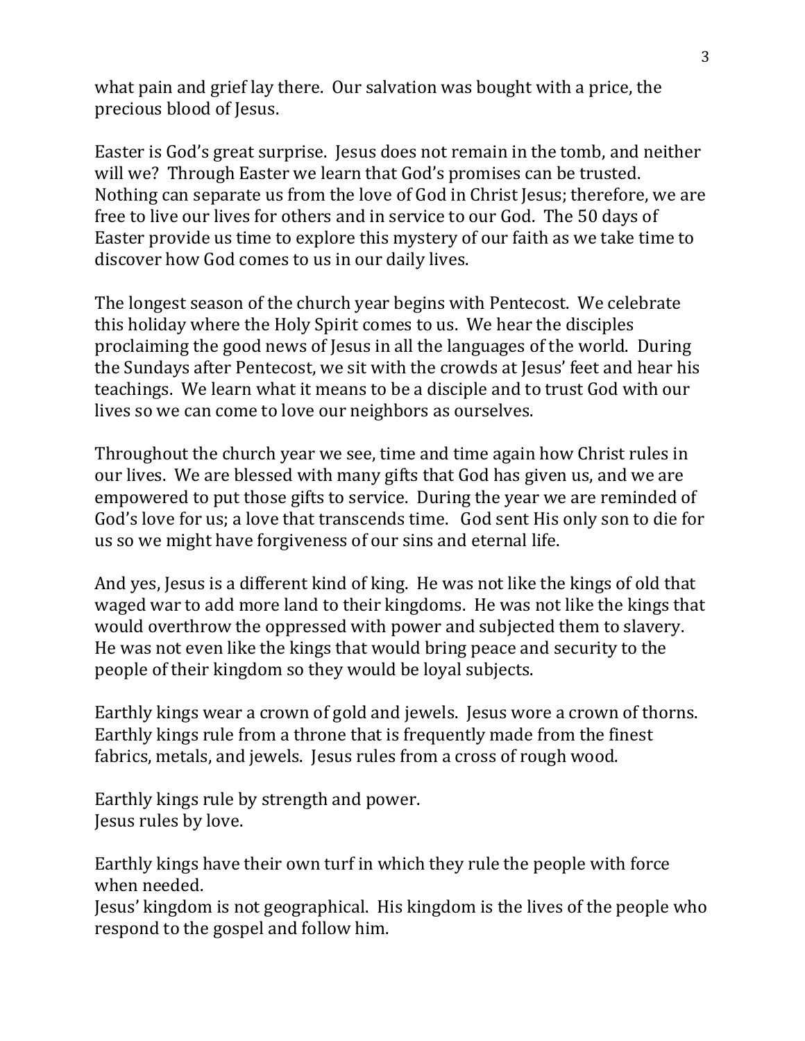what pain and grief lay there. Our salvation was bought with a price, the precious blood of Jesus.

Easter is God's great surprise. Jesus does not remain in the tomb, and neither will we? Through Easter we learn that God's promises can be trusted. Nothing can separate us from the love of God in Christ Jesus; therefore, we are free to live our lives for others and in service to our God. The 50 days of Easter provide us time to explore this mystery of our faith as we take time to discover how God comes to us in our daily lives.

The longest season of the church year begins with Pentecost. We celebrate this holiday where the Holy Spirit comes to us. We hear the disciples proclaiming the good news of Jesus in all the languages of the world. During the Sundays after Pentecost, we sit with the crowds at Jesus' feet and hear his teachings. We learn what it means to be a disciple and to trust God with our lives so we can come to love our neighbors as ourselves.

Throughout the church year we see, time and time again how Christ rules in our lives. We are blessed with many gifts that God has given us, and we are empowered to put those gifts to service. During the year we are reminded of God's love for us; a love that transcends time. God sent His only son to die for us so we might have forgiveness of our sins and eternal life.

And yes, Jesus is a different kind of king. He was not like the kings of old that waged war to add more land to their kingdoms. He was not like the kings that would overthrow the oppressed with power and subjected them to slavery. He was not even like the kings that would bring peace and security to the people of their kingdom so they would be loyal subjects.

Earthly kings wear a crown of gold and jewels. Jesus wore a crown of thorns. Earthly kings rule from a throne that is frequently made from the finest fabrics, metals, and jewels. Jesus rules from a cross of rough wood.

Earthly kings rule by strength and power.
Jesus rules by love.

Earthly kings have their own turf in which they rule the people with force when needed.
Jesus' kingdom is not geographical. His kingdom is the lives of the people who respond to the gospel and follow him.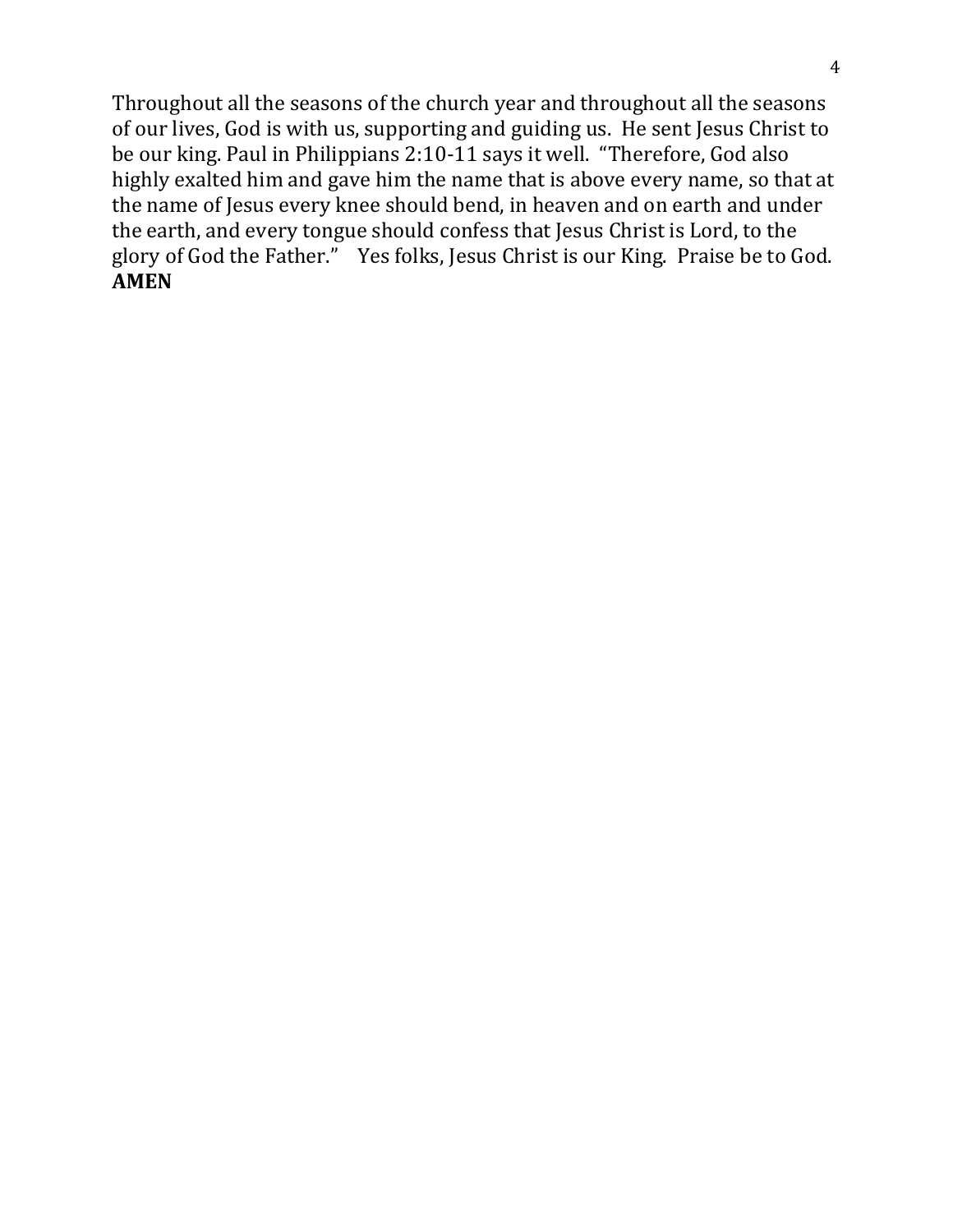Throughout all the seasons of the church year and throughout all the seasons of our lives, God is with us, supporting and guiding us. He sent Jesus Christ to be our king. Paul in Philippians 2:10-11 says it well. "Therefore, God also highly exalted him and gave him the name that is above every name, so that at the name of Jesus every knee should bend, in heaven and on earth and under the earth, and every tongue should confess that Jesus Christ is Lord, to the glory of God the Father." Yes folks, Jesus Christ is our King. Praise be to God.
**AMEN**